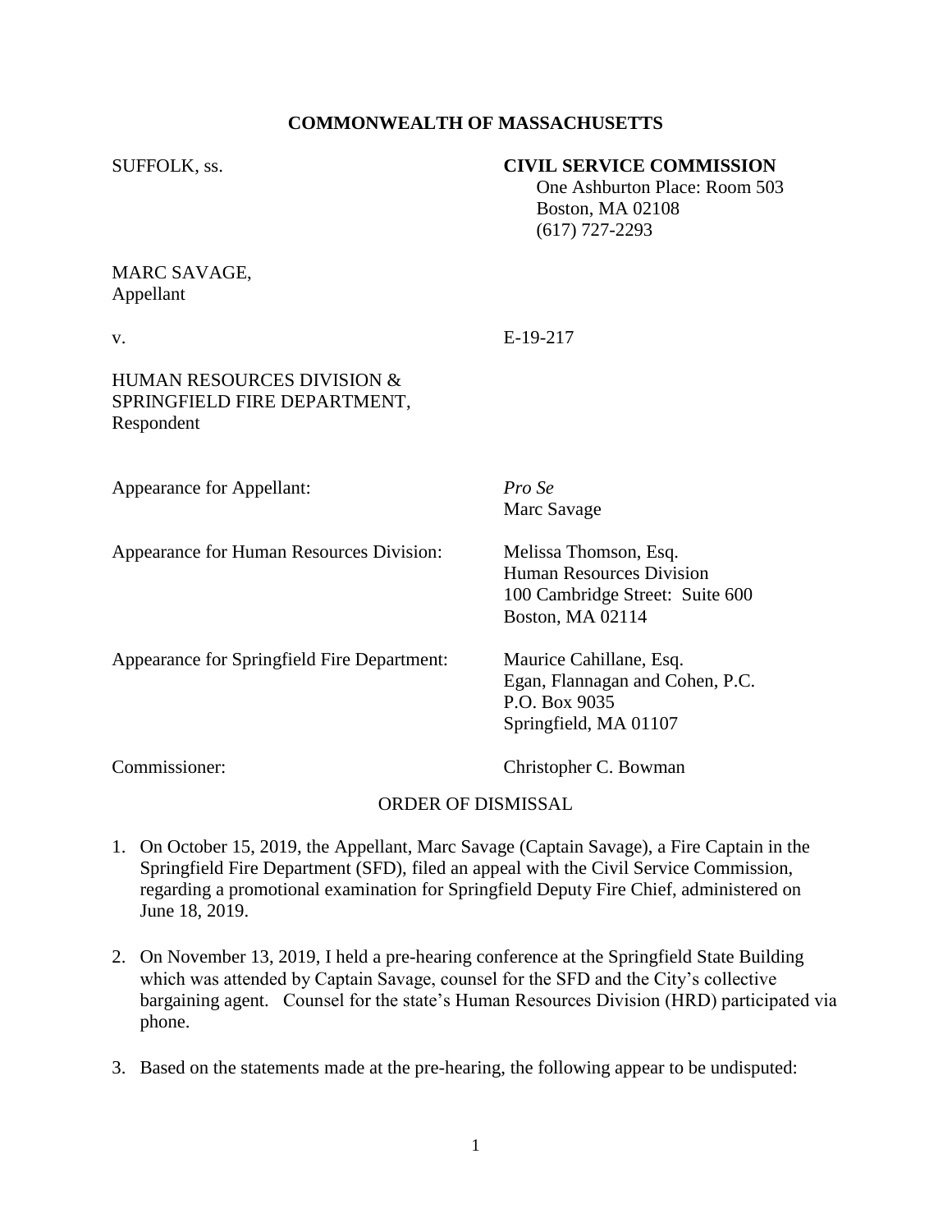**COMMONWEALTH OF MASSACHUSETTS**

SUFFOLK, ss.

**CIVIL SERVICE COMMISSION**
One Ashburton Place: Room 503
Boston, MA 02108
(617) 727-2293

MARC SAVAGE,
Appellant

v.

E-19-217

HUMAN RESOURCES DIVISION &
SPRINGFIELD FIRE DEPARTMENT,
Respondent

Appearance for Appellant: *Pro Se*
Marc Savage

Appearance for Human Resources Division: Melissa Thomson, Esq.
Human Resources Division
100 Cambridge Street: Suite 600
Boston, MA 02114

Appearance for Springfield Fire Department: Maurice Cahillane, Esq.
Egan, Flannagan and Cohen, P.C.
P.O. Box 9035
Springfield, MA 01107

Commissioner: Christopher C. Bowman

ORDER OF DISMISSAL

1. On October 15, 2019, the Appellant, Marc Savage (Captain Savage), a Fire Captain in the Springfield Fire Department (SFD), filed an appeal with the Civil Service Commission, regarding a promotional examination for Springfield Deputy Fire Chief, administered on June 18, 2019.

2. On November 13, 2019, I held a pre-hearing conference at the Springfield State Building which was attended by Captain Savage, counsel for the SFD and the City's collective bargaining agent. Counsel for the state's Human Resources Division (HRD) participated via phone.

3. Based on the statements made at the pre-hearing, the following appear to be undisputed: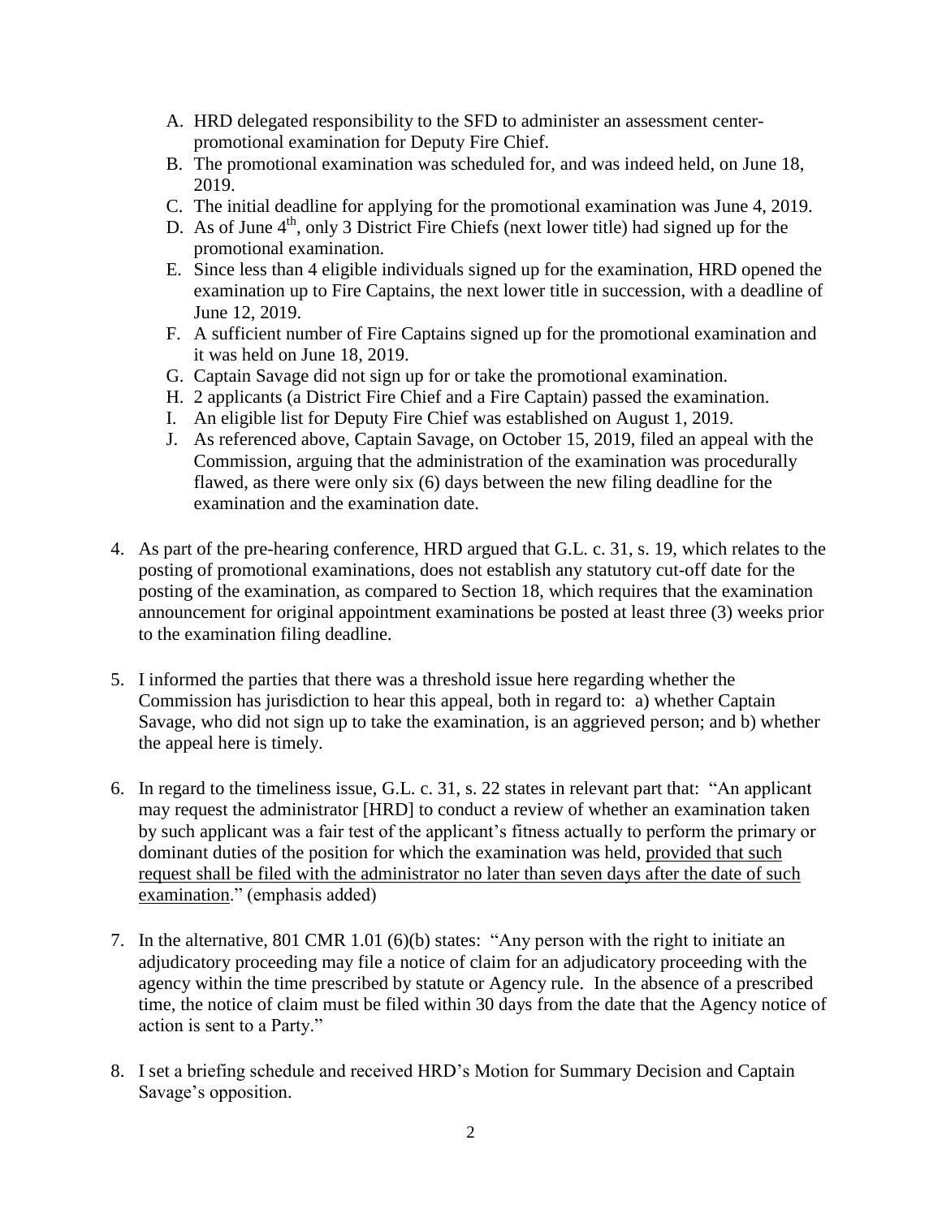A. HRD delegated responsibility to the SFD to administer an assessment center-promotional examination for Deputy Fire Chief.
B. The promotional examination was scheduled for, and was indeed held, on June 18, 2019.
C. The initial deadline for applying for the promotional examination was June 4, 2019.
D. As of June 4th, only 3 District Fire Chiefs (next lower title) had signed up for the promotional examination.
E. Since less than 4 eligible individuals signed up for the examination, HRD opened the examination up to Fire Captains, the next lower title in succession, with a deadline of June 12, 2019.
F. A sufficient number of Fire Captains signed up for the promotional examination and it was held on June 18, 2019.
G. Captain Savage did not sign up for or take the promotional examination.
H. 2 applicants (a District Fire Chief and a Fire Captain) passed the examination.
I. An eligible list for Deputy Fire Chief was established on August 1, 2019.
J. As referenced above, Captain Savage, on October 15, 2019, filed an appeal with the Commission, arguing that the administration of the examination was procedurally flawed, as there were only six (6) days between the new filing deadline for the examination and the examination date.

4. As part of the pre-hearing conference, HRD argued that G.L. c. 31, s. 19, which relates to the posting of promotional examinations, does not establish any statutory cut-off date for the posting of the examination, as compared to Section 18, which requires that the examination announcement for original appointment examinations be posted at least three (3) weeks prior to the examination filing deadline.

5. I informed the parties that there was a threshold issue here regarding whether the Commission has jurisdiction to hear this appeal, both in regard to: a) whether Captain Savage, who did not sign up to take the examination, is an aggrieved person; and b) whether the appeal here is timely.

6. In regard to the timeliness issue, G.L. c. 31, s. 22 states in relevant part that: "An applicant may request the administrator [HRD] to conduct a review of whether an examination taken by such applicant was a fair test of the applicant's fitness actually to perform the primary or dominant duties of the position for which the examination was held, <u>provided that such request shall be filed with the administrator no later than seven days after the date of such examination</u>." (emphasis added)

7. In the alternative, 801 CMR 1.01 (6)(b) states: "Any person with the right to initiate an adjudicatory proceeding may file a notice of claim for an adjudicatory proceeding with the agency within the time prescribed by statute or Agency rule. In the absence of a prescribed time, the notice of claim must be filed within 30 days from the date that the Agency notice of action is sent to a Party."

8. I set a briefing schedule and received HRD's Motion for Summary Decision and Captain Savage's opposition.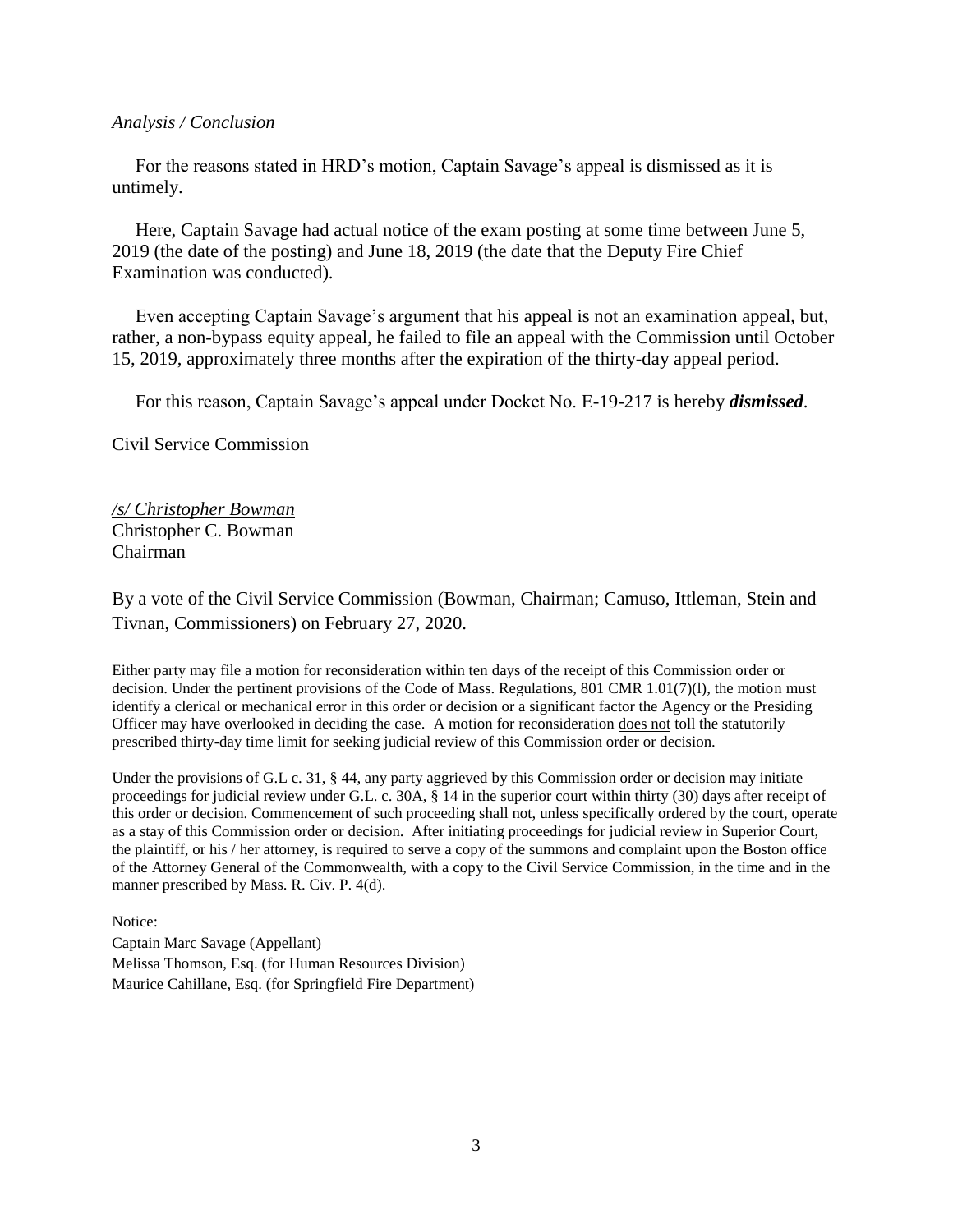*Analysis / Conclusion*

For the reasons stated in HRD's motion, Captain Savage's appeal is dismissed as it is untimely.

Here, Captain Savage had actual notice of the exam posting at some time between June 5, 2019 (the date of the posting) and June 18, 2019 (the date that the Deputy Fire Chief Examination was conducted).

Even accepting Captain Savage's argument that his appeal is not an examination appeal, but, rather, a non-bypass equity appeal, he failed to file an appeal with the Commission until October 15, 2019, approximately three months after the expiration of the thirty-day appeal period.

For this reason, Captain Savage's appeal under Docket No. E-19-217 is hereby ***dismissed***.

Civil Service Commission

*/s/ Christopher Bowman*
Christopher C. Bowman
Chairman

By a vote of the Civil Service Commission (Bowman, Chairman; Camuso, Ittleman, Stein and Tivnan, Commissioners) on February 27, 2020.

Either party may file a motion for reconsideration within ten days of the receipt of this Commission order or decision. Under the pertinent provisions of the Code of Mass. Regulations, 801 CMR 1.01(7)(l), the motion must identify a clerical or mechanical error in this order or decision or a significant factor the Agency or the Presiding Officer may have overlooked in deciding the case. A motion for reconsideration does not toll the statutorily prescribed thirty-day time limit for seeking judicial review of this Commission order or decision.

Under the provisions of G.L c. 31, § 44, any party aggrieved by this Commission order or decision may initiate proceedings for judicial review under G.L. c. 30A, § 14 in the superior court within thirty (30) days after receipt of this order or decision. Commencement of such proceeding shall not, unless specifically ordered by the court, operate as a stay of this Commission order or decision. After initiating proceedings for judicial review in Superior Court, the plaintiff, or his / her attorney, is required to serve a copy of the summons and complaint upon the Boston office of the Attorney General of the Commonwealth, with a copy to the Civil Service Commission, in the time and in the manner prescribed by Mass. R. Civ. P. 4(d).

Notice:
Captain Marc Savage (Appellant)
Melissa Thomson, Esq. (for Human Resources Division)
Maurice Cahillane, Esq. (for Springfield Fire Department)